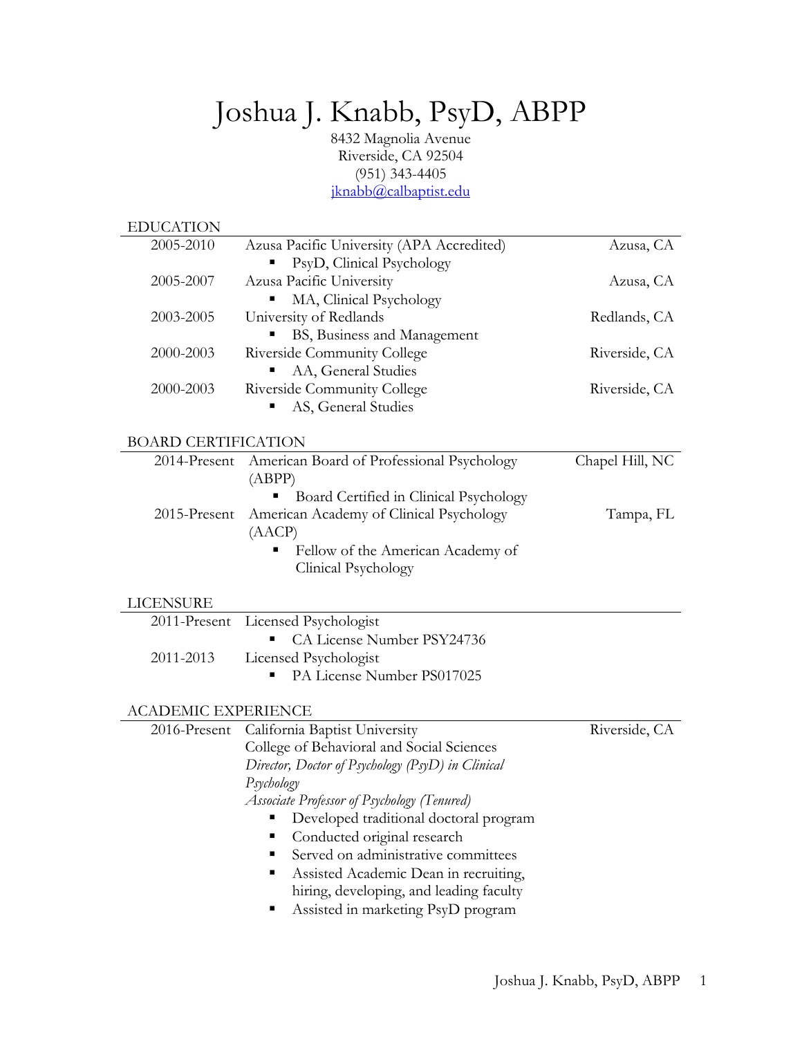# Joshua J. Knabb, PsyD, ABPP

8432 Magnolia Avenue
Riverside, CA 92504
(951) 343-4405
jknabb@calbaptist.edu

## EDUCATION

2005-2010 Azusa Pacific University (APA Accredited) — Azusa, CA
- PsyD, Clinical Psychology

2005-2007 Azusa Pacific University — Azusa, CA
- MA, Clinical Psychology

2003-2005 University of Redlands — Redlands, CA
- BS, Business and Management

2000-2003 Riverside Community College — Riverside, CA
- AA, General Studies

2000-2003 Riverside Community College — Riverside, CA
- AS, General Studies

## BOARD CERTIFICATION

2014-Present American Board of Professional Psychology (ABPP) — Chapel Hill, NC
- Board Certified in Clinical Psychology

2015-Present American Academy of Clinical Psychology (AACP) — Tampa, FL
- Fellow of the American Academy of Clinical Psychology

## LICENSURE

2011-Present Licensed Psychologist
- CA License Number PSY24736

2011-2013 Licensed Psychologist
- PA License Number PS017025

## ACADEMIC EXPERIENCE

2016-Present California Baptist University — Riverside, CA
College of Behavioral and Social Sciences
*Director, Doctor of Psychology (PsyD) in Clinical Psychology*
*Associate Professor of Psychology (Tenured)*
- Developed traditional doctoral program
- Conducted original research
- Served on administrative committees
- Assisted Academic Dean in recruiting, hiring, developing, and leading faculty
- Assisted in marketing PsyD program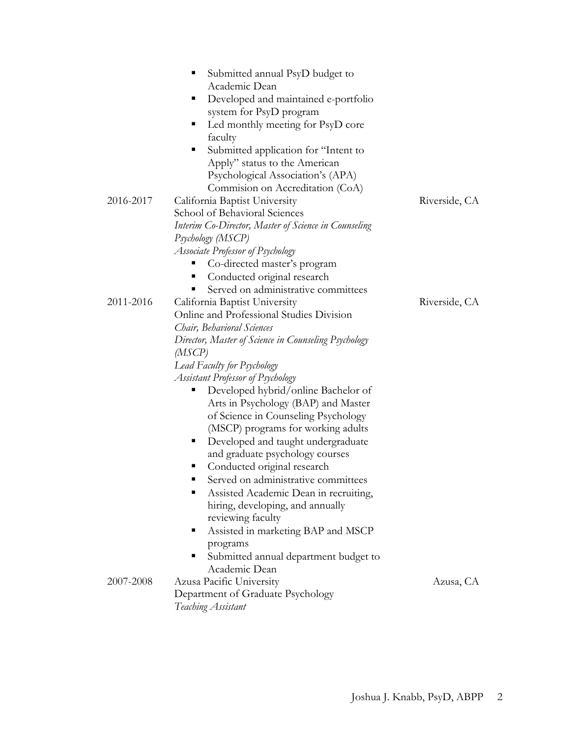- Submitted annual PsyD budget to Academic Dean
- Developed and maintained e-portfolio system for PsyD program
- Led monthly meeting for PsyD core faculty
- Submitted application for "Intent to Apply" status to the American Psychological Association's (APA) Commision on Accreditation (CoA)

2016-2017 California Baptist University — Riverside, CA
School of Behavioral Sciences
*Interim Co-Director, Master of Science in Counseling Psychology (MSCP)*
*Associate Professor of Psychology*

- Co-directed master's program
- Conducted original research
- Served on administrative committees

2011-2016 California Baptist University — Riverside, CA
Online and Professional Studies Division
*Chair, Behavioral Sciences*
*Director, Master of Science in Counseling Psychology (MSCP)*
*Lead Faculty for Psychology*
*Assistant Professor of Psychology*

- Developed hybrid/online Bachelor of Arts in Psychology (BAP) and Master of Science in Counseling Psychology (MSCP) programs for working adults
- Developed and taught undergraduate and graduate psychology courses
- Conducted original research
- Served on administrative committees
- Assisted Academic Dean in recruiting, hiring, developing, and annually reviewing faculty
- Assisted in marketing BAP and MSCP programs
- Submitted annual department budget to Academic Dean

2007-2008 Azusa Pacific University — Azusa, CA
Department of Graduate Psychology
*Teaching Assistant*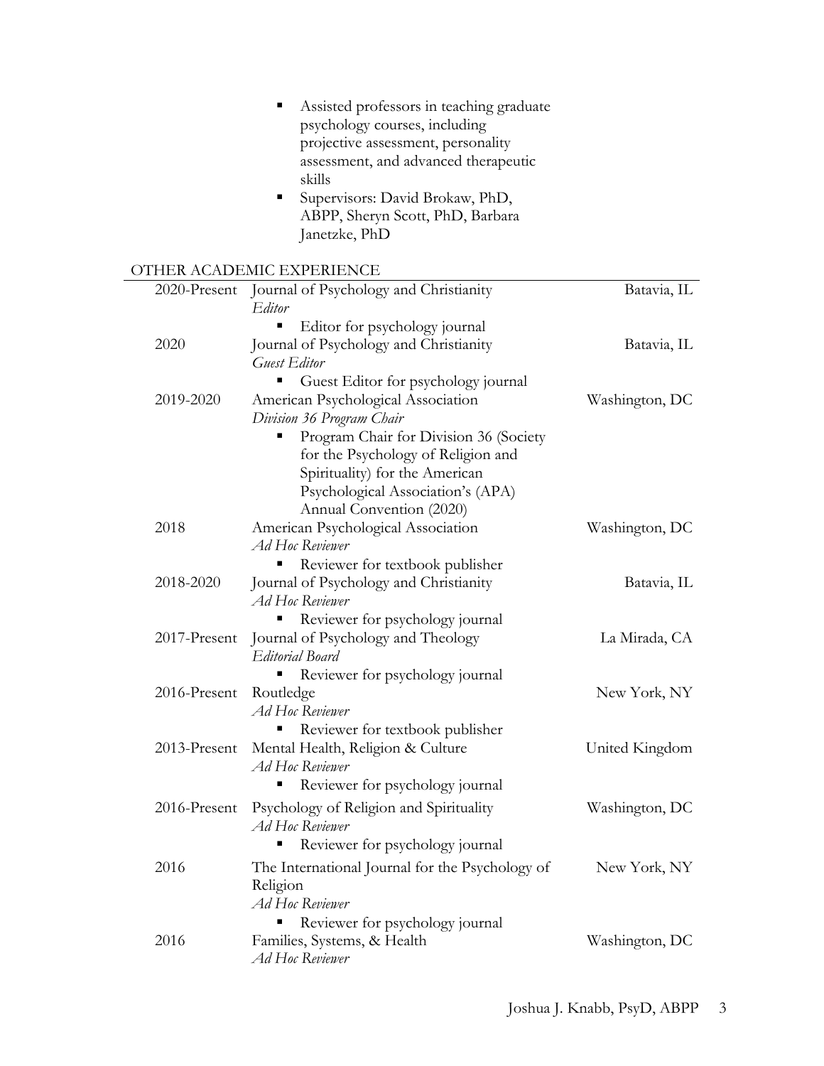- Assisted professors in teaching graduate psychology courses, including projective assessment, personality assessment, and advanced therapeutic skills
- Supervisors: David Brokaw, PhD, ABPP, Sheryn Scott, PhD, Barbara Janetzke, PhD

## OTHER ACADEMIC EXPERIENCE

2020-Present — Journal of Psychology and Christianity — Batavia, IL
*Editor*
- Editor for psychology journal

2020 — Journal of Psychology and Christianity — Batavia, IL
*Guest Editor*
- Guest Editor for psychology journal

2019-2020 — American Psychological Association — Washington, DC
*Division 36 Program Chair*
- Program Chair for Division 36 (Society for the Psychology of Religion and Spirituality) for the American Psychological Association's (APA) Annual Convention (2020)

2018 — American Psychological Association — Washington, DC
*Ad Hoc Reviewer*
- Reviewer for textbook publisher

2018-2020 — Journal of Psychology and Christianity — Batavia, IL
*Ad Hoc Reviewer*
- Reviewer for psychology journal

2017-Present — Journal of Psychology and Theology — La Mirada, CA
*Editorial Board*
- Reviewer for psychology journal

2016-Present — Routledge — New York, NY
*Ad Hoc Reviewer*
- Reviewer for textbook publisher

2013-Present — Mental Health, Religion & Culture — United Kingdom
*Ad Hoc Reviewer*
- Reviewer for psychology journal

2016-Present — Psychology of Religion and Spirituality — Washington, DC
*Ad Hoc Reviewer*
- Reviewer for psychology journal

2016 — The International Journal for the Psychology of Religion — New York, NY
*Ad Hoc Reviewer*
- Reviewer for psychology journal

2016 — Families, Systems, & Health — Washington, DC
*Ad Hoc Reviewer*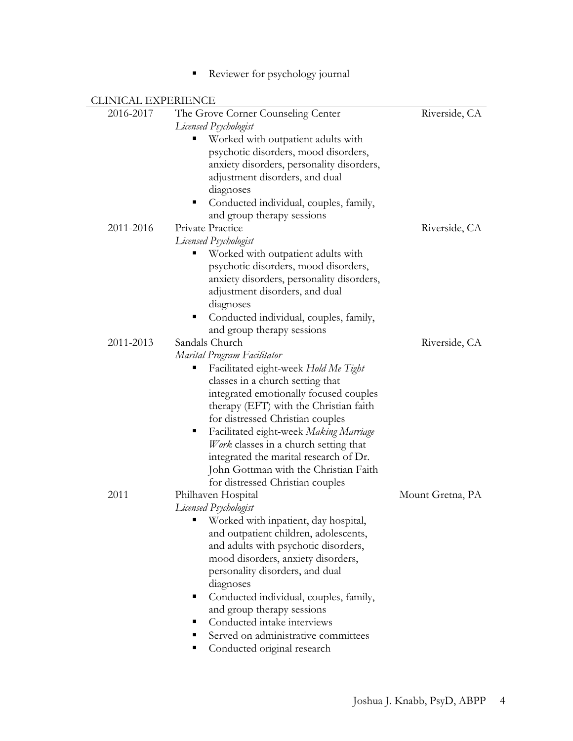- Reviewer for psychology journal

## CLINICAL EXPERIENCE

**2016-2017** The Grove Corner Counseling Center — Riverside, CA
*Licensed Psychologist*
- Worked with outpatient adults with psychotic disorders, mood disorders, anxiety disorders, personality disorders, adjustment disorders, and dual diagnoses
- Conducted individual, couples, family, and group therapy sessions

**2011-2016** Private Practice — Riverside, CA
*Licensed Psychologist*
- Worked with outpatient adults with psychotic disorders, mood disorders, anxiety disorders, personality disorders, adjustment disorders, and dual diagnoses
- Conducted individual, couples, family, and group therapy sessions

**2011-2013** Sandals Church — Riverside, CA
*Marital Program Facilitator*
- Facilitated eight-week *Hold Me Tight* classes in a church setting that integrated emotionally focused couples therapy (EFT) with the Christian faith for distressed Christian couples
- Facilitated eight-week *Making Marriage Work* classes in a church setting that integrated the marital research of Dr. John Gottman with the Christian Faith for distressed Christian couples

**2011** Philhaven Hospital — Mount Gretna, PA
*Licensed Psychologist*
- Worked with inpatient, day hospital, and outpatient children, adolescents, and adults with psychotic disorders, mood disorders, anxiety disorders, personality disorders, and dual diagnoses
- Conducted individual, couples, family, and group therapy sessions
- Conducted intake interviews
- Served on administrative committees
- Conducted original research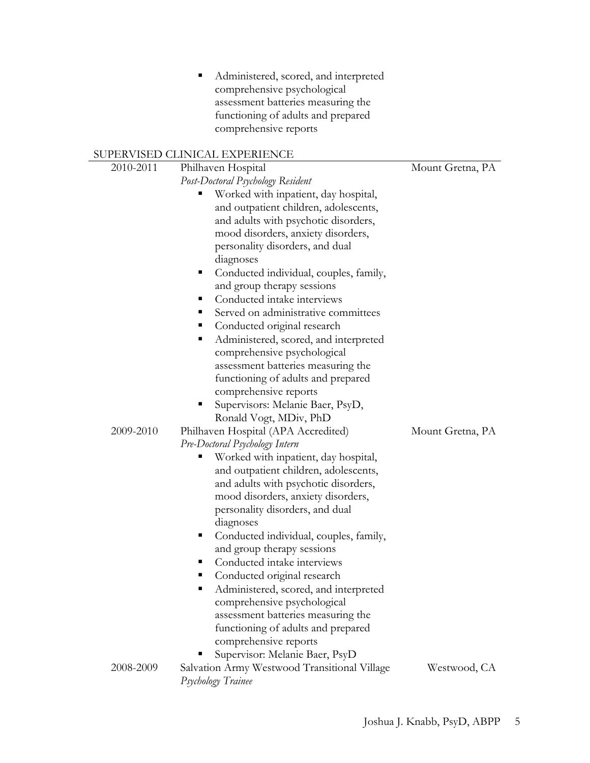- Administered, scored, and interpreted comprehensive psychological assessment batteries measuring the functioning of adults and prepared comprehensive reports

## SUPERVISED CLINICAL EXPERIENCE

2010-2011 Philhaven Hospital — Mount Gretna, PA
*Post-Doctoral Psychology Resident*
- Worked with inpatient, day hospital, and outpatient children, adolescents, and adults with psychotic disorders, mood disorders, anxiety disorders, personality disorders, and dual diagnoses
- Conducted individual, couples, family, and group therapy sessions
- Conducted intake interviews
- Served on administrative committees
- Conducted original research
- Administered, scored, and interpreted comprehensive psychological assessment batteries measuring the functioning of adults and prepared comprehensive reports
- Supervisors: Melanie Baer, PsyD, Ronald Vogt, MDiv, PhD

2009-2010 Philhaven Hospital (APA Accredited) — Mount Gretna, PA
*Pre-Doctoral Psychology Intern*
- Worked with inpatient, day hospital, and outpatient children, adolescents, and adults with psychotic disorders, mood disorders, anxiety disorders, personality disorders, and dual diagnoses
- Conducted individual, couples, family, and group therapy sessions
- Conducted intake interviews
- Conducted original research
- Administered, scored, and interpreted comprehensive psychological assessment batteries measuring the functioning of adults and prepared comprehensive reports
- Supervisor: Melanie Baer, PsyD

2008-2009 Salvation Army Westwood Transitional Village — Westwood, CA
*Psychology Trainee*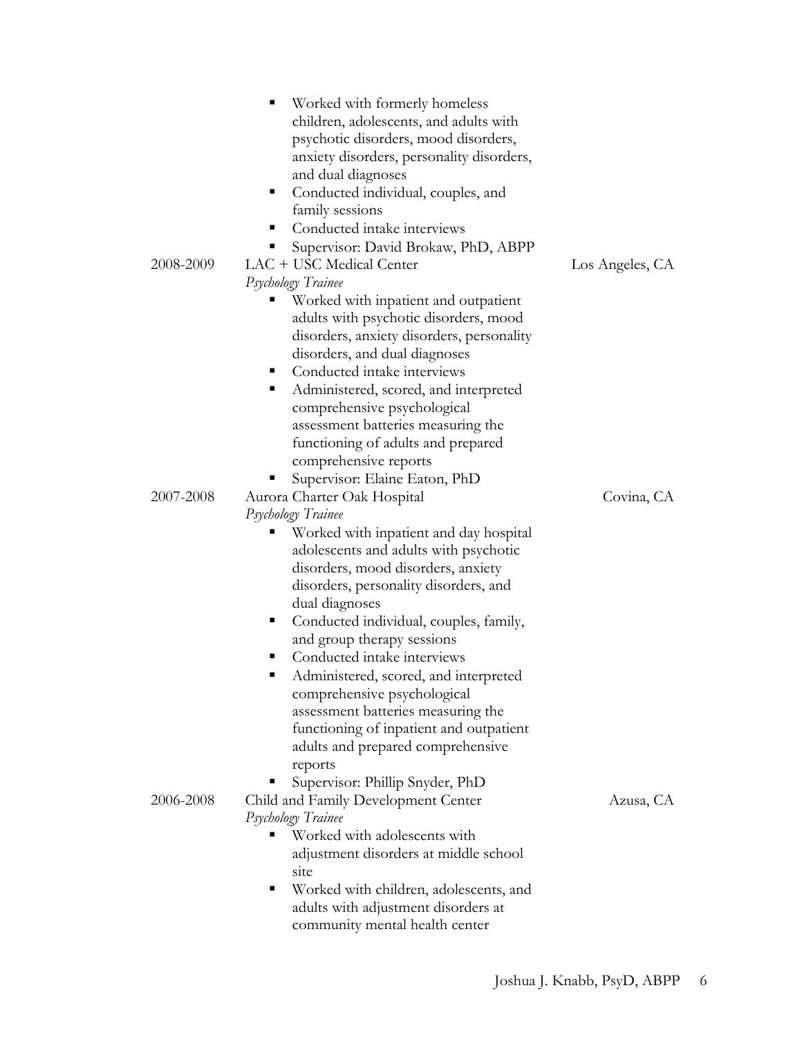- Worked with formerly homeless children, adolescents, and adults with psychotic disorders, mood disorders, anxiety disorders, personality disorders, and dual diagnoses
- Conducted individual, couples, and family sessions
- Conducted intake interviews
- Supervisor: David Brokaw, PhD, ABPP

2008-2009 LAC + USC Medical Center — Los Angeles, CA

*Psychology Trainee*

- Worked with inpatient and outpatient adults with psychotic disorders, mood disorders, anxiety disorders, personality disorders, and dual diagnoses
- Conducted intake interviews
- Administered, scored, and interpreted comprehensive psychological assessment batteries measuring the functioning of adults and prepared comprehensive reports
- Supervisor: Elaine Eaton, PhD

2007-2008 Aurora Charter Oak Hospital — Covina, CA

*Psychology Trainee*

- Worked with inpatient and day hospital adolescents and adults with psychotic disorders, mood disorders, anxiety disorders, personality disorders, and dual diagnoses
- Conducted individual, couples, family, and group therapy sessions
- Conducted intake interviews
- Administered, scored, and interpreted comprehensive psychological assessment batteries measuring the functioning of inpatient and outpatient adults and prepared comprehensive reports
- Supervisor: Phillip Snyder, PhD

2006-2008 Child and Family Development Center — Azusa, CA

*Psychology Trainee*

- Worked with adolescents with adjustment disorders at middle school site
- Worked with children, adolescents, and adults with adjustment disorders at community mental health center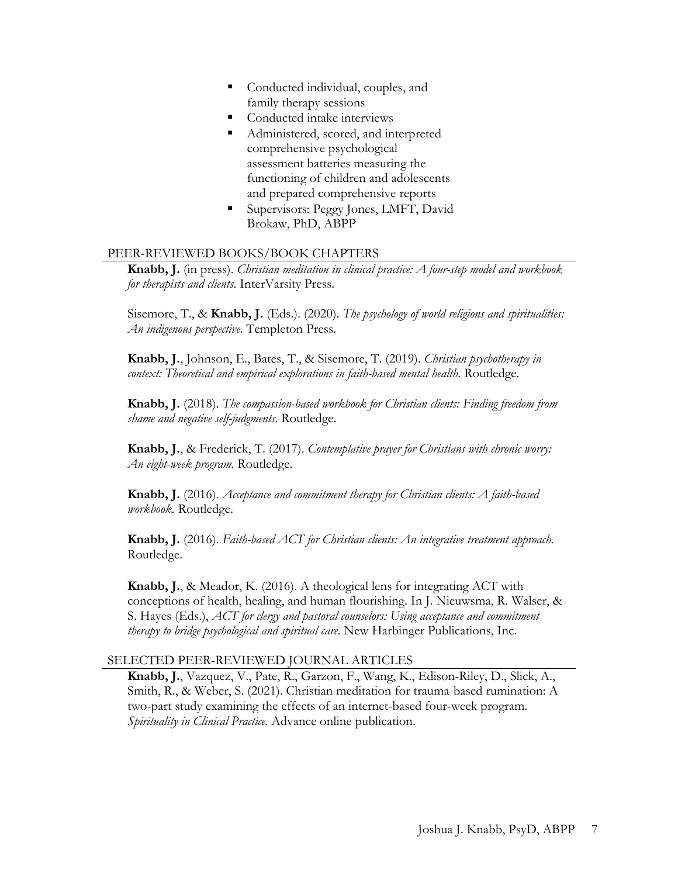- Conducted individual, couples, and family therapy sessions
- Conducted intake interviews
- Administered, scored, and interpreted comprehensive psychological assessment batteries measuring the functioning of children and adolescents and prepared comprehensive reports
- Supervisors: Peggy Jones, LMFT, David Brokaw, PhD, ABPP

## PEER-REVIEWED BOOKS/BOOK CHAPTERS

**Knabb, J.** (in press). *Christian meditation in clinical practice: A four-step model and workbook for therapists and clients*. InterVarsity Press.

Sisemore, T., & **Knabb, J.** (Eds.). (2020). *The psychology of world religions and spiritualities: An indigenous perspective*. Templeton Press.

**Knabb, J.**, Johnson, E., Bates, T., & Sisemore, T. (2019). *Christian psychotherapy in context: Theoretical and empirical explorations in faith-based mental health.* Routledge.

**Knabb, J.** (2018). *The compassion-based workbook for Christian clients: Finding freedom from shame and negative self-judgments*. Routledge.

**Knabb, J.**, & Frederick, T. (2017). *Contemplative prayer for Christians with chronic worry: An eight-week program.* Routledge.

**Knabb, J.** (2016). *Acceptance and commitment therapy for Christian clients: A faith-based workbook.* Routledge.

**Knabb, J.** (2016). *Faith-based ACT for Christian clients: An integrative treatment approach.* Routledge.

**Knabb, J.**, & Meador, K. (2016). A theological lens for integrating ACT with conceptions of health, healing, and human flourishing. In J. Nieuwsma, R. Walser, & S. Hayes (Eds.), *ACT for clergy and pastoral counselors: Using acceptance and commitment therapy to bridge psychological and spiritual care.* New Harbinger Publications, Inc.

## SELECTED PEER-REVIEWED JOURNAL ARTICLES

**Knabb, J.**, Vazquez, V., Pate, R., Garzon, F., Wang, K., Edison-Riley, D., Slick, A., Smith, R., & Weber, S. (2021). Christian meditation for trauma-based rumination: A two-part study examining the effects of an internet-based four-week program. *Spirituality in Clinical Practice.* Advance online publication.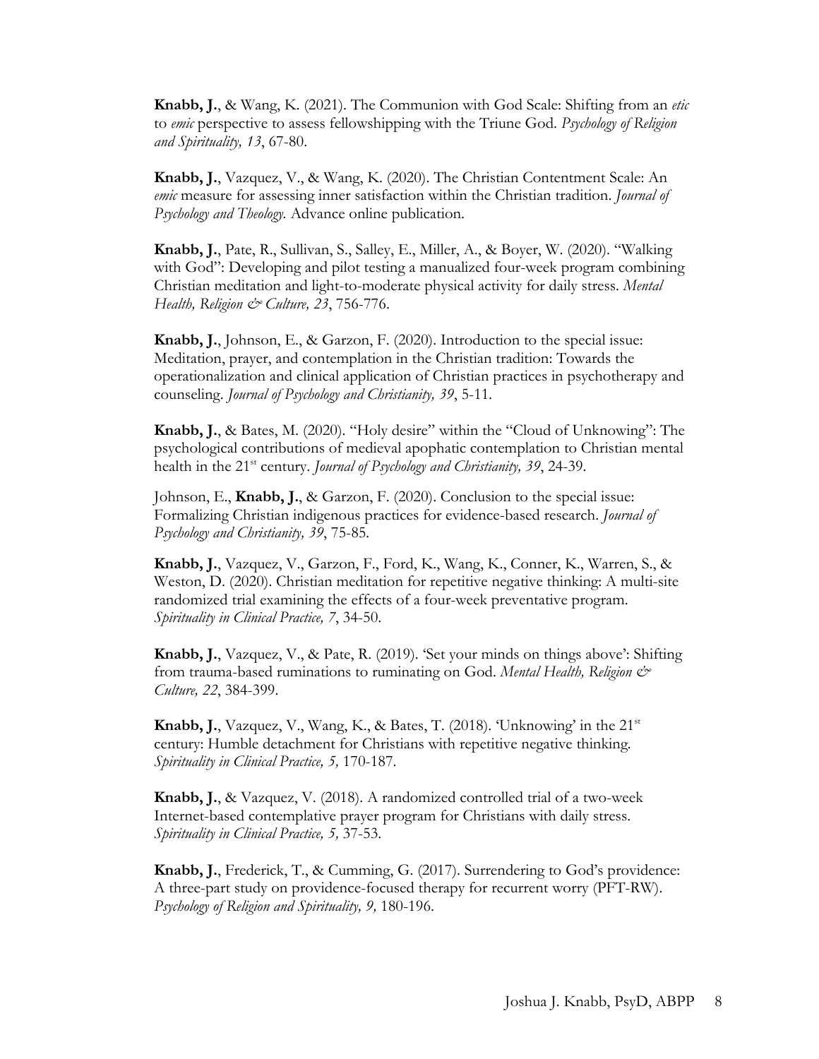**Knabb, J.**, & Wang, K. (2021). The Communion with God Scale: Shifting from an *etic* to *emic* perspective to assess fellowshipping with the Triune God. *Psychology of Religion and Spirituality, 13*, 67-80.

**Knabb, J.**, Vazquez, V., & Wang, K. (2020). The Christian Contentment Scale: An *emic* measure for assessing inner satisfaction within the Christian tradition. *Journal of Psychology and Theology.* Advance online publication.

**Knabb, J.**, Pate, R., Sullivan, S., Salley, E., Miller, A., & Boyer, W. (2020). "Walking with God": Developing and pilot testing a manualized four-week program combining Christian meditation and light-to-moderate physical activity for daily stress. *Mental Health, Religion & Culture, 23*, 756-776.

**Knabb, J.**, Johnson, E., & Garzon, F. (2020). Introduction to the special issue: Meditation, prayer, and contemplation in the Christian tradition: Towards the operationalization and clinical application of Christian practices in psychotherapy and counseling. *Journal of Psychology and Christianity, 39*, 5-11.

**Knabb, J.**, & Bates, M. (2020). "Holy desire" within the "Cloud of Unknowing": The psychological contributions of medieval apophatic contemplation to Christian mental health in the 21st century. *Journal of Psychology and Christianity, 39*, 24-39.

Johnson, E., **Knabb, J.**, & Garzon, F. (2020). Conclusion to the special issue: Formalizing Christian indigenous practices for evidence-based research. *Journal of Psychology and Christianity, 39*, 75-85.

**Knabb, J.**, Vazquez, V., Garzon, F., Ford, K., Wang, K., Conner, K., Warren, S., & Weston, D. (2020). Christian meditation for repetitive negative thinking: A multi-site randomized trial examining the effects of a four-week preventative program. *Spirituality in Clinical Practice, 7*, 34-50.

**Knabb, J.**, Vazquez, V., & Pate, R. (2019). 'Set your minds on things above': Shifting from trauma-based ruminations to ruminating on God. *Mental Health, Religion & Culture, 22*, 384-399.

**Knabb, J.**, Vazquez, V., Wang, K., & Bates, T. (2018). 'Unknowing' in the 21st century: Humble detachment for Christians with repetitive negative thinking. *Spirituality in Clinical Practice, 5,* 170-187.

**Knabb, J.**, & Vazquez, V. (2018). A randomized controlled trial of a two-week Internet-based contemplative prayer program for Christians with daily stress. *Spirituality in Clinical Practice, 5,* 37-53.

**Knabb, J.**, Frederick, T., & Cumming, G. (2017). Surrendering to God's providence: A three-part study on providence-focused therapy for recurrent worry (PFT-RW). *Psychology of Religion and Spirituality, 9,* 180-196.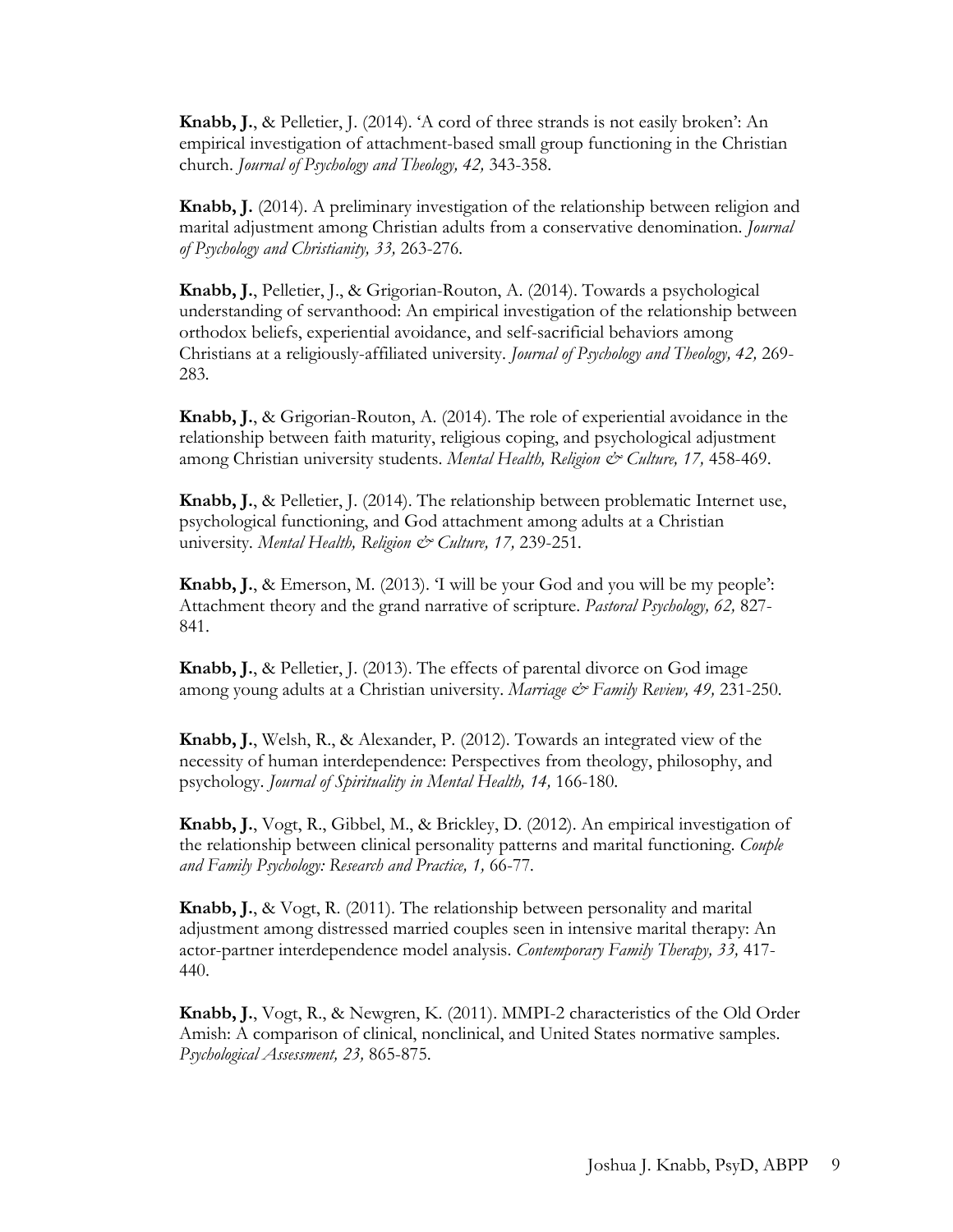**Knabb, J.**, & Pelletier, J. (2014). 'A cord of three strands is not easily broken': An empirical investigation of attachment-based small group functioning in the Christian church. *Journal of Psychology and Theology, 42,* 343-358.

**Knabb, J.** (2014). A preliminary investigation of the relationship between religion and marital adjustment among Christian adults from a conservative denomination. *Journal of Psychology and Christianity, 33,* 263-276.

**Knabb, J.**, Pelletier, J., & Grigorian-Routon, A. (2014). Towards a psychological understanding of servanthood: An empirical investigation of the relationship between orthodox beliefs, experiential avoidance, and self-sacrificial behaviors among Christians at a religiously-affiliated university. *Journal of Psychology and Theology, 42,* 269-283.

**Knabb, J.**, & Grigorian-Routon, A. (2014). The role of experiential avoidance in the relationship between faith maturity, religious coping, and psychological adjustment among Christian university students. *Mental Health, Religion & Culture, 17,* 458-469.

**Knabb, J.**, & Pelletier, J. (2014). The relationship between problematic Internet use, psychological functioning, and God attachment among adults at a Christian university. *Mental Health, Religion & Culture, 17,* 239-251.

**Knabb, J.**, & Emerson, M. (2013). 'I will be your God and you will be my people': Attachment theory and the grand narrative of scripture. *Pastoral Psychology, 62,* 827-841.

**Knabb, J.**, & Pelletier, J. (2013). The effects of parental divorce on God image among young adults at a Christian university. *Marriage & Family Review, 49,* 231-250.

**Knabb, J.**, Welsh, R., & Alexander, P. (2012). Towards an integrated view of the necessity of human interdependence: Perspectives from theology, philosophy, and psychology. *Journal of Spirituality in Mental Health, 14,* 166-180.

**Knabb, J.**, Vogt, R., Gibbel, M., & Brickley, D. (2012). An empirical investigation of the relationship between clinical personality patterns and marital functioning. *Couple and Family Psychology: Research and Practice, 1,* 66-77.

**Knabb, J.**, & Vogt, R. (2011). The relationship between personality and marital adjustment among distressed married couples seen in intensive marital therapy: An actor-partner interdependence model analysis. *Contemporary Family Therapy, 33,* 417-440.

**Knabb, J.**, Vogt, R., & Newgren, K. (2011). MMPI-2 characteristics of the Old Order Amish: A comparison of clinical, nonclinical, and United States normative samples. *Psychological Assessment, 23,* 865-875.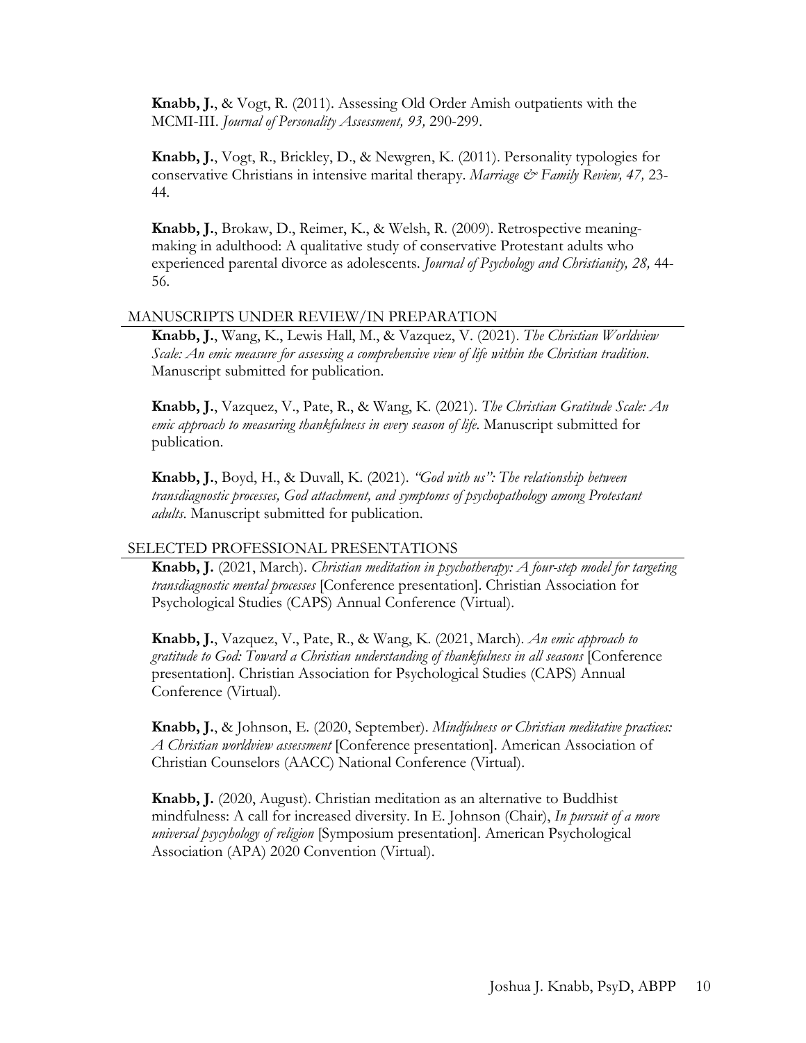**Knabb, J.**, & Vogt, R. (2011). Assessing Old Order Amish outpatients with the MCMI-III. *Journal of Personality Assessment, 93,* 290-299.

**Knabb, J.**, Vogt, R., Brickley, D., & Newgren, K. (2011). Personality typologies for conservative Christians in intensive marital therapy. *Marriage & Family Review, 47,* 23-44.

**Knabb, J.**, Brokaw, D., Reimer, K., & Welsh, R. (2009). Retrospective meaning-making in adulthood: A qualitative study of conservative Protestant adults who experienced parental divorce as adolescents. *Journal of Psychology and Christianity, 28,* 44-56.

## MANUSCRIPTS UNDER REVIEW/IN PREPARATION

**Knabb, J.**, Wang, K., Lewis Hall, M., & Vazquez, V. (2021). *The Christian Worldview Scale: An emic measure for assessing a comprehensive view of life within the Christian tradition.* Manuscript submitted for publication.

**Knabb, J.**, Vazquez, V., Pate, R., & Wang, K. (2021). *The Christian Gratitude Scale: An emic approach to measuring thankfulness in every season of life.* Manuscript submitted for publication.

**Knabb, J.**, Boyd, H., & Duvall, K. (2021). *"God with us": The relationship between transdiagnostic processes, God attachment, and symptoms of psychopathology among Protestant adults.* Manuscript submitted for publication.

## SELECTED PROFESSIONAL PRESENTATIONS

**Knabb, J.** (2021, March). *Christian meditation in psychotherapy: A four-step model for targeting transdiagnostic mental processes* [Conference presentation]. Christian Association for Psychological Studies (CAPS) Annual Conference (Virtual).

**Knabb, J.**, Vazquez, V., Pate, R., & Wang, K. (2021, March). *An emic approach to gratitude to God: Toward a Christian understanding of thankfulness in all seasons* [Conference presentation]. Christian Association for Psychological Studies (CAPS) Annual Conference (Virtual).

**Knabb, J.**, & Johnson, E. (2020, September). *Mindfulness or Christian meditative practices: A Christian worldview assessment* [Conference presentation]. American Association of Christian Counselors (AACC) National Conference (Virtual).

**Knabb, J.** (2020, August). Christian meditation as an alternative to Buddhist mindfulness: A call for increased diversity. In E. Johnson (Chair), *In pursuit of a more universal psycyhology of religion* [Symposium presentation]. American Psychological Association (APA) 2020 Convention (Virtual).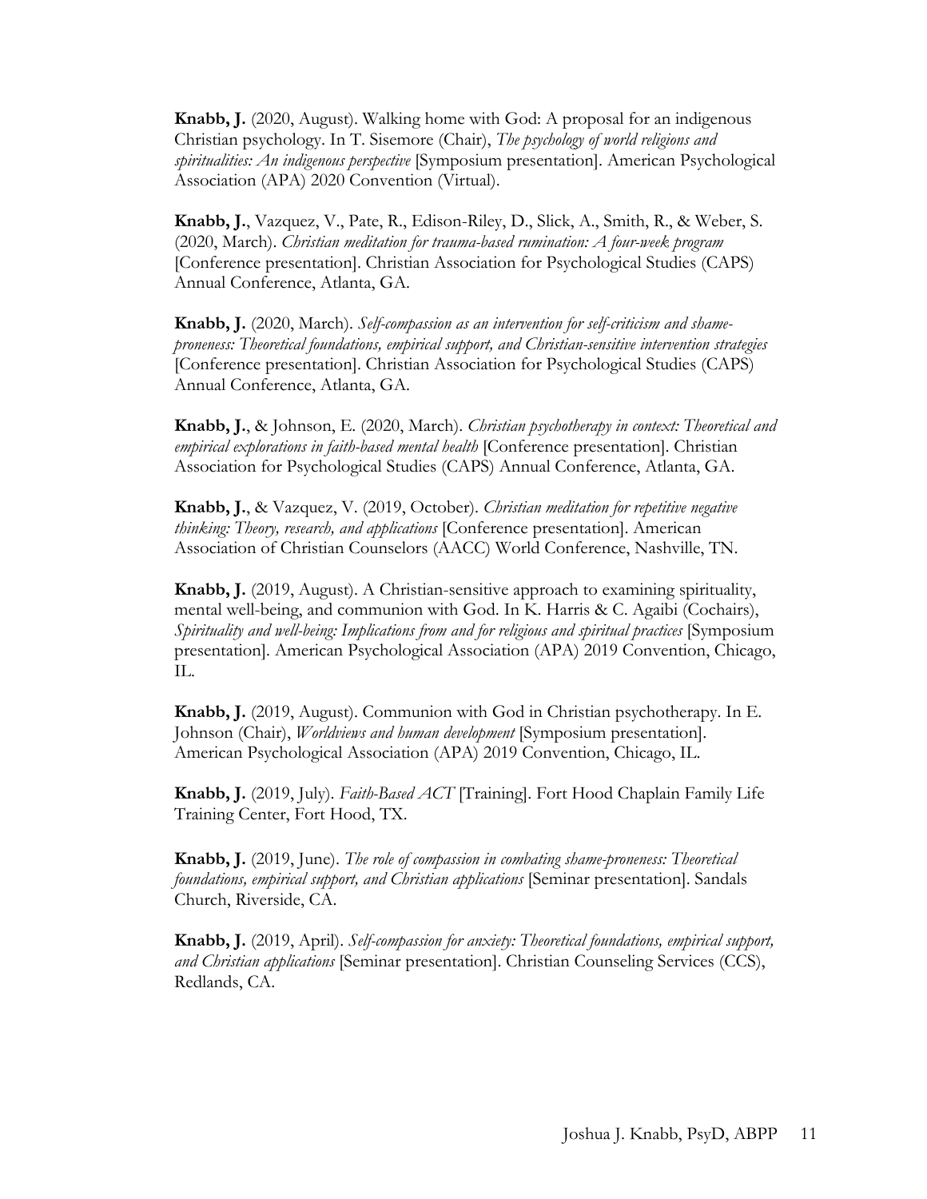**Knabb, J.** (2020, August). Walking home with God: A proposal for an indigenous Christian psychology. In T. Sisemore (Chair), *The psychology of world religions and spiritualities: An indigenous perspective* [Symposium presentation]. American Psychological Association (APA) 2020 Convention (Virtual).

**Knabb, J.**, Vazquez, V., Pate, R., Edison-Riley, D., Slick, A., Smith, R., & Weber, S. (2020, March). *Christian meditation for trauma-based rumination: A four-week program* [Conference presentation]. Christian Association for Psychological Studies (CAPS) Annual Conference, Atlanta, GA.

**Knabb, J.** (2020, March). *Self-compassion as an intervention for self-criticism and shame-proneness: Theoretical foundations, empirical support, and Christian-sensitive intervention strategies* [Conference presentation]. Christian Association for Psychological Studies (CAPS) Annual Conference, Atlanta, GA.

**Knabb, J.**, & Johnson, E. (2020, March). *Christian psychotherapy in context: Theoretical and empirical explorations in faith-based mental health* [Conference presentation]. Christian Association for Psychological Studies (CAPS) Annual Conference, Atlanta, GA.

**Knabb, J.**, & Vazquez, V. (2019, October). *Christian meditation for repetitive negative thinking: Theory, research, and applications* [Conference presentation]. American Association of Christian Counselors (AACC) World Conference, Nashville, TN.

**Knabb, J.** (2019, August). A Christian-sensitive approach to examining spirituality, mental well-being, and communion with God. In K. Harris & C. Agaibi (Cochairs), *Spirituality and well-being: Implications from and for religious and spiritual practices* [Symposium presentation]. American Psychological Association (APA) 2019 Convention, Chicago, IL.

**Knabb, J.** (2019, August). Communion with God in Christian psychotherapy. In E. Johnson (Chair), *Worldviews and human development* [Symposium presentation]. American Psychological Association (APA) 2019 Convention, Chicago, IL.

**Knabb, J.** (2019, July). *Faith-Based ACT* [Training]. Fort Hood Chaplain Family Life Training Center, Fort Hood, TX.

**Knabb, J.** (2019, June). *The role of compassion in combating shame-proneness: Theoretical foundations, empirical support, and Christian applications* [Seminar presentation]. Sandals Church, Riverside, CA.

**Knabb, J.** (2019, April). *Self-compassion for anxiety: Theoretical foundations, empirical support, and Christian applications* [Seminar presentation]. Christian Counseling Services (CCS), Redlands, CA.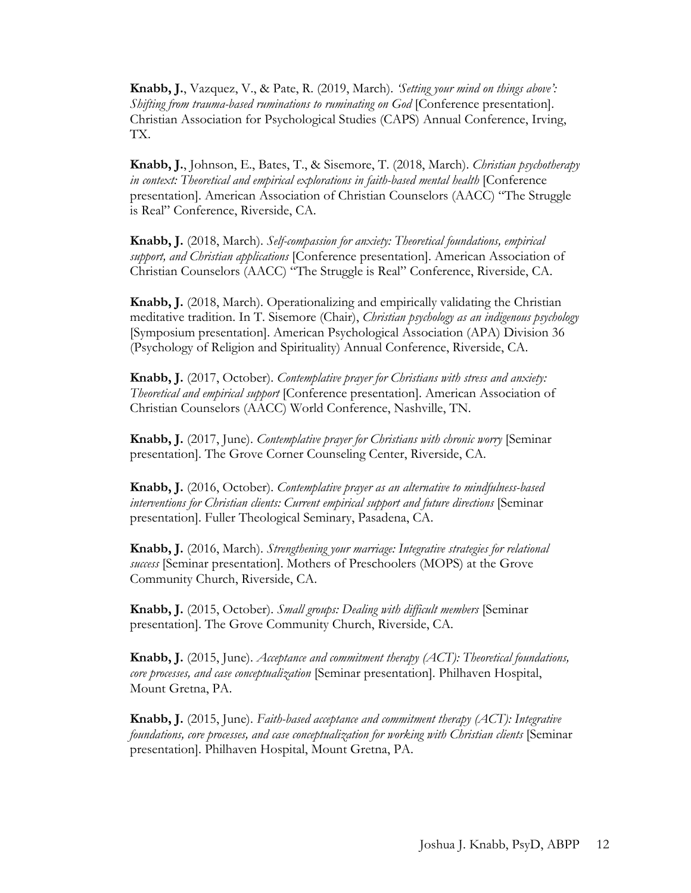**Knabb, J.**, Vazquez, V., & Pate, R. (2019, March). *'Setting your mind on things above': Shifting from trauma-based ruminations to ruminating on God* [Conference presentation]. Christian Association for Psychological Studies (CAPS) Annual Conference, Irving, TX.

**Knabb, J.**, Johnson, E., Bates, T., & Sisemore, T. (2018, March). *Christian psychotherapy in context: Theoretical and empirical explorations in faith-based mental health* [Conference presentation]. American Association of Christian Counselors (AACC) "The Struggle is Real" Conference, Riverside, CA.

**Knabb, J.** (2018, March). *Self-compassion for anxiety: Theoretical foundations, empirical support, and Christian applications* [Conference presentation]. American Association of Christian Counselors (AACC) "The Struggle is Real" Conference, Riverside, CA.

**Knabb, J.** (2018, March). Operationalizing and empirically validating the Christian meditative tradition. In T. Sisemore (Chair), *Christian psychology as an indigenous psychology* [Symposium presentation]. American Psychological Association (APA) Division 36 (Psychology of Religion and Spirituality) Annual Conference, Riverside, CA.

**Knabb, J.** (2017, October). *Contemplative prayer for Christians with stress and anxiety: Theoretical and empirical support* [Conference presentation]. American Association of Christian Counselors (AACC) World Conference, Nashville, TN.

**Knabb, J.** (2017, June). *Contemplative prayer for Christians with chronic worry* [Seminar presentation]. The Grove Corner Counseling Center, Riverside, CA.

**Knabb, J.** (2016, October). *Contemplative prayer as an alternative to mindfulness-based interventions for Christian clients: Current empirical support and future directions* [Seminar presentation]. Fuller Theological Seminary, Pasadena, CA.

**Knabb, J.** (2016, March). *Strengthening your marriage: Integrative strategies for relational success* [Seminar presentation]. Mothers of Preschoolers (MOPS) at the Grove Community Church, Riverside, CA.

**Knabb, J.** (2015, October). *Small groups: Dealing with difficult members* [Seminar presentation]. The Grove Community Church, Riverside, CA.

**Knabb, J.** (2015, June). *Acceptance and commitment therapy (ACT): Theoretical foundations, core processes, and case conceptualization* [Seminar presentation]. Philhaven Hospital, Mount Gretna, PA.

**Knabb, J.** (2015, June). *Faith-based acceptance and commitment therapy (ACT): Integrative foundations, core processes, and case conceptualization for working with Christian clients* [Seminar presentation]. Philhaven Hospital, Mount Gretna, PA.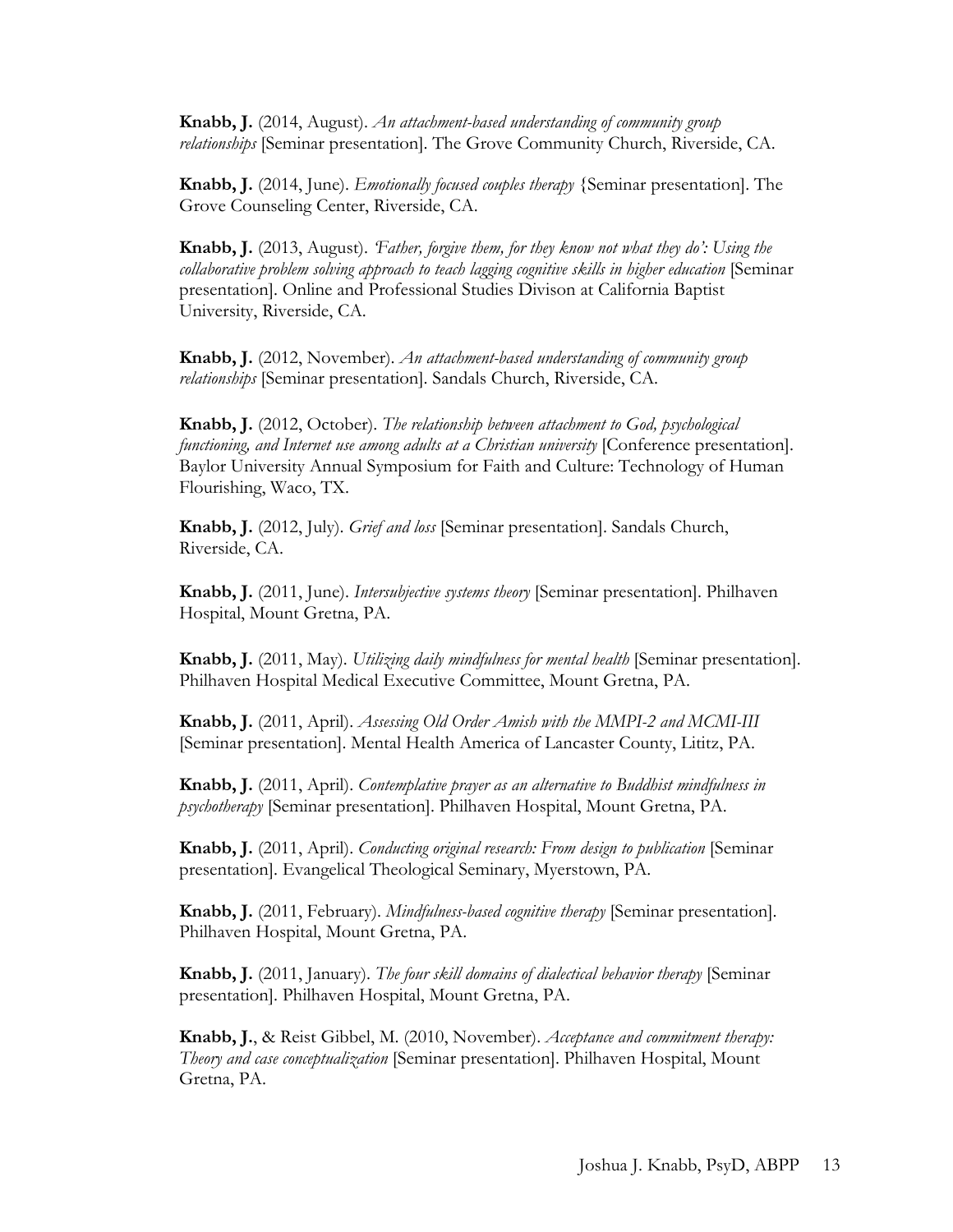**Knabb, J.** (2014, August). *An attachment-based understanding of community group relationships* [Seminar presentation]. The Grove Community Church, Riverside, CA.

**Knabb, J.** (2014, June). *Emotionally focused couples therapy* {Seminar presentation]. The Grove Counseling Center, Riverside, CA.

**Knabb, J.** (2013, August). *'Father, forgive them, for they know not what they do': Using the collaborative problem solving approach to teach lagging cognitive skills in higher education* [Seminar presentation]. Online and Professional Studies Divison at California Baptist University, Riverside, CA.

**Knabb, J.** (2012, November). *An attachment-based understanding of community group relationships* [Seminar presentation]. Sandals Church, Riverside, CA.

**Knabb, J.** (2012, October). *The relationship between attachment to God, psychological functioning, and Internet use among adults at a Christian university* [Conference presentation]. Baylor University Annual Symposium for Faith and Culture: Technology of Human Flourishing, Waco, TX.

**Knabb, J.** (2012, July). *Grief and loss* [Seminar presentation]. Sandals Church, Riverside, CA.

**Knabb, J.** (2011, June). *Intersubjective systems theory* [Seminar presentation]. Philhaven Hospital, Mount Gretna, PA.

**Knabb, J.** (2011, May). *Utilizing daily mindfulness for mental health* [Seminar presentation]. Philhaven Hospital Medical Executive Committee, Mount Gretna, PA.

**Knabb, J.** (2011, April). *Assessing Old Order Amish with the MMPI-2 and MCMI-III* [Seminar presentation]. Mental Health America of Lancaster County, Lititz, PA.

**Knabb, J.** (2011, April). *Contemplative prayer as an alternative to Buddhist mindfulness in psychotherapy* [Seminar presentation]. Philhaven Hospital, Mount Gretna, PA.

**Knabb, J.** (2011, April). *Conducting original research: From design to publication* [Seminar presentation]. Evangelical Theological Seminary, Myerstown, PA.

**Knabb, J.** (2011, February). *Mindfulness-based cognitive therapy* [Seminar presentation]. Philhaven Hospital, Mount Gretna, PA.

**Knabb, J.** (2011, January). *The four skill domains of dialectical behavior therapy* [Seminar presentation]. Philhaven Hospital, Mount Gretna, PA.

**Knabb, J.**, & Reist Gibbel, M. (2010, November). *Acceptance and commitment therapy: Theory and case conceptualization* [Seminar presentation]. Philhaven Hospital, Mount Gretna, PA.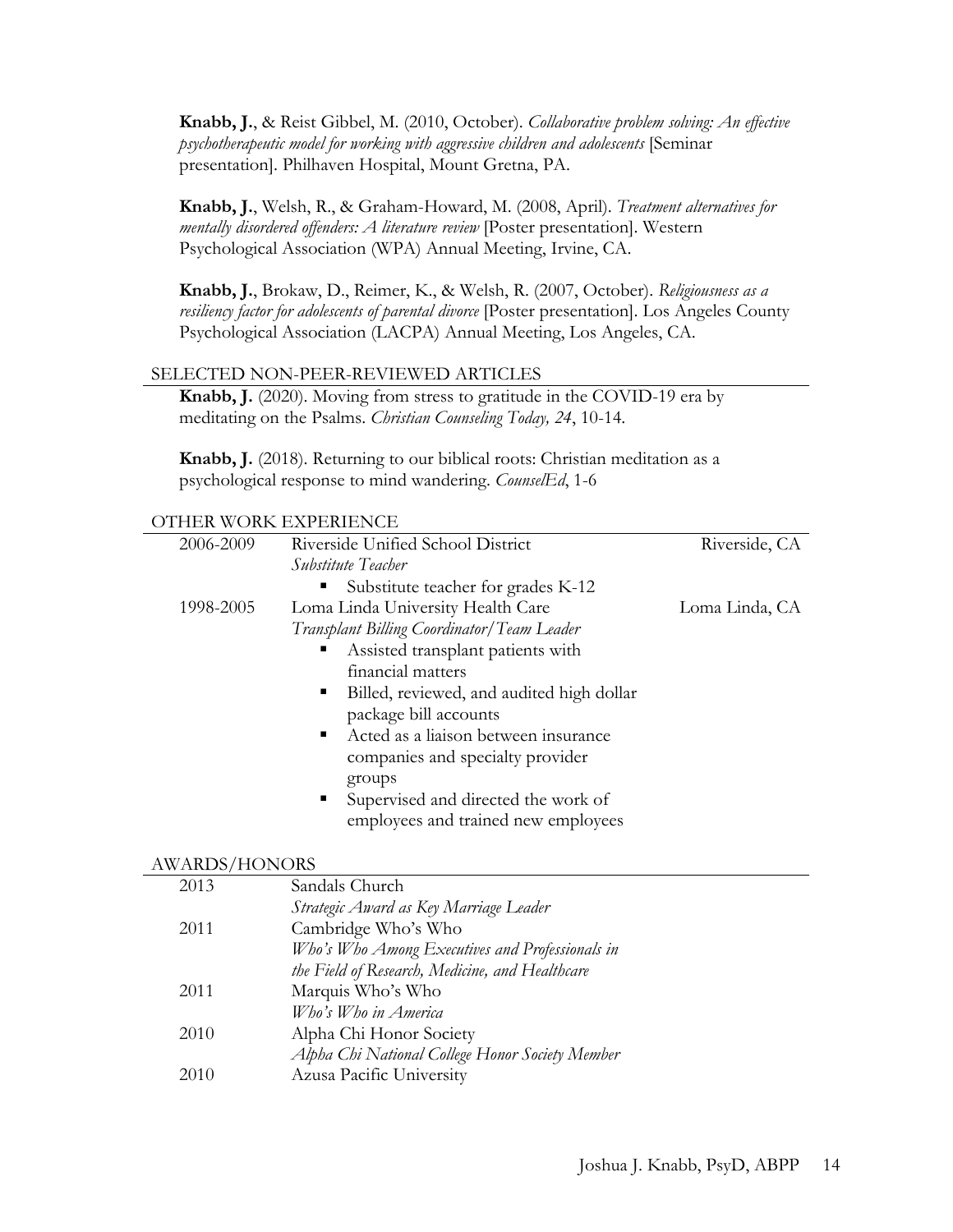**Knabb, J.**, & Reist Gibbel, M. (2010, October). *Collaborative problem solving: An effective psychotherapeutic model for working with aggressive children and adolescents* [Seminar presentation]. Philhaven Hospital, Mount Gretna, PA.

**Knabb, J.**, Welsh, R., & Graham-Howard, M. (2008, April). *Treatment alternatives for mentally disordered offenders: A literature review* [Poster presentation]. Western Psychological Association (WPA) Annual Meeting, Irvine, CA.

**Knabb, J.**, Brokaw, D., Reimer, K., & Welsh, R. (2007, October). *Religiousness as a resiliency factor for adolescents of parental divorce* [Poster presentation]. Los Angeles County Psychological Association (LACPA) Annual Meeting, Los Angeles, CA.

## SELECTED NON-PEER-REVIEWED ARTICLES

**Knabb, J.** (2020). Moving from stress to gratitude in the COVID-19 era by meditating on the Psalms. *Christian Counseling Today, 24*, 10-14.

**Knabb, J.** (2018). Returning to our biblical roots: Christian meditation as a psychological response to mind wandering. *CounselEd*, 1-6

## OTHER WORK EXPERIENCE

| | | |
|---|---|---|
| 2006-2009 | Riverside Unified School District<br>*Substitute Teacher*<br>▪ Substitute teacher for grades K-12 | Riverside, CA |
| 1998-2005 | Loma Linda University Health Care<br>*Transplant Billing Coordinator/Team Leader*<br>▪ Assisted transplant patients with financial matters<br>▪ Billed, reviewed, and audited high dollar package bill accounts<br>▪ Acted as a liaison between insurance companies and specialty provider groups<br>▪ Supervised and directed the work of employees and trained new employees | Loma Linda, CA |

## AWARDS/HONORS

| | |
|---|---|
| 2013 | Sandals Church<br>*Strategic Award as Key Marriage Leader* |
| 2011 | Cambridge Who's Who<br>*Who's Who Among Executives and Professionals in the Field of Research, Medicine, and Healthcare* |
| 2011 | Marquis Who's Who<br>*Who's Who in America* |
| 2010 | Alpha Chi Honor Society<br>*Alpha Chi National College Honor Society Member* |
| 2010 | Azusa Pacific University |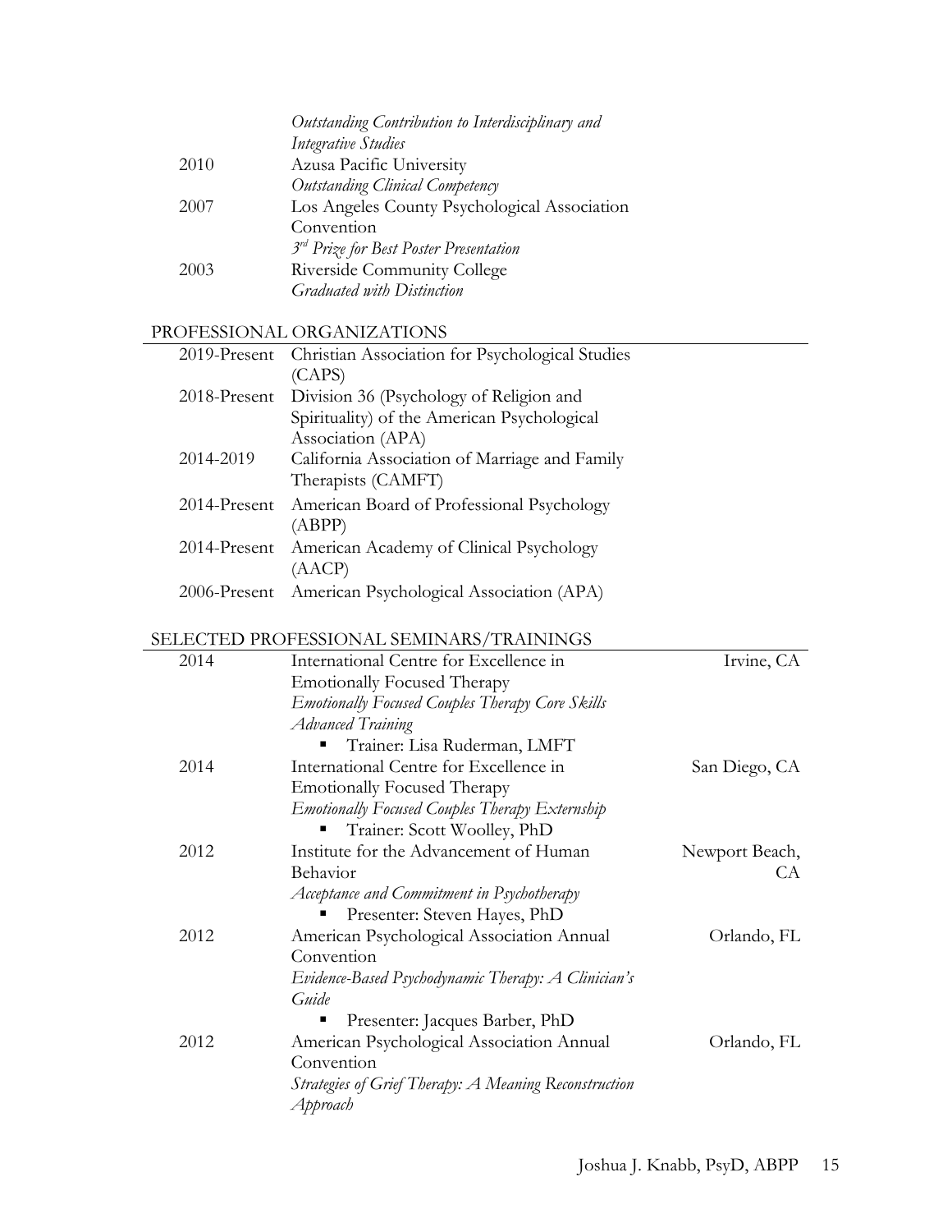| | |
|---|---|
| | *Outstanding Contribution to Interdisciplinary and Integrative Studies* |
| 2010 | Azusa Pacific University<br>*Outstanding Clinical Competency* |
| 2007 | Los Angeles County Psychological Association Convention<br>*3rd Prize for Best Poster Presentation* |
| 2003 | Riverside Community College<br>*Graduated with Distinction* |

## PROFESSIONAL ORGANIZATIONS

| | |
|---|---|
| 2019-Present | Christian Association for Psychological Studies (CAPS) |
| 2018-Present | Division 36 (Psychology of Religion and Spirituality) of the American Psychological Association (APA) |
| 2014-2019 | California Association of Marriage and Family Therapists (CAMFT) |
| 2014-Present | American Board of Professional Psychology (ABPP) |
| 2014-Present | American Academy of Clinical Psychology (AACP) |
| 2006-Present | American Psychological Association (APA) |

## SELECTED PROFESSIONAL SEMINARS/TRAININGS

| | | |
|---|---|---|
| 2014 | International Centre for Excellence in Emotionally Focused Therapy<br>*Emotionally Focused Couples Therapy Core Skills Advanced Training*<br>▪ Trainer: Lisa Ruderman, LMFT | Irvine, CA |
| 2014 | International Centre for Excellence in Emotionally Focused Therapy<br>*Emotionally Focused Couples Therapy Externship*<br>▪ Trainer: Scott Woolley, PhD | San Diego, CA |
| 2012 | Institute for the Advancement of Human Behavior<br>*Acceptance and Commitment in Psychotherapy*<br>▪ Presenter: Steven Hayes, PhD | Newport Beach, CA |
| 2012 | American Psychological Association Annual Convention<br>*Evidence-Based Psychodynamic Therapy: A Clinician's Guide*<br>▪ Presenter: Jacques Barber, PhD | Orlando, FL |
| 2012 | American Psychological Association Annual Convention<br>*Strategies of Grief Therapy: A Meaning Reconstruction Approach* | Orlando, FL |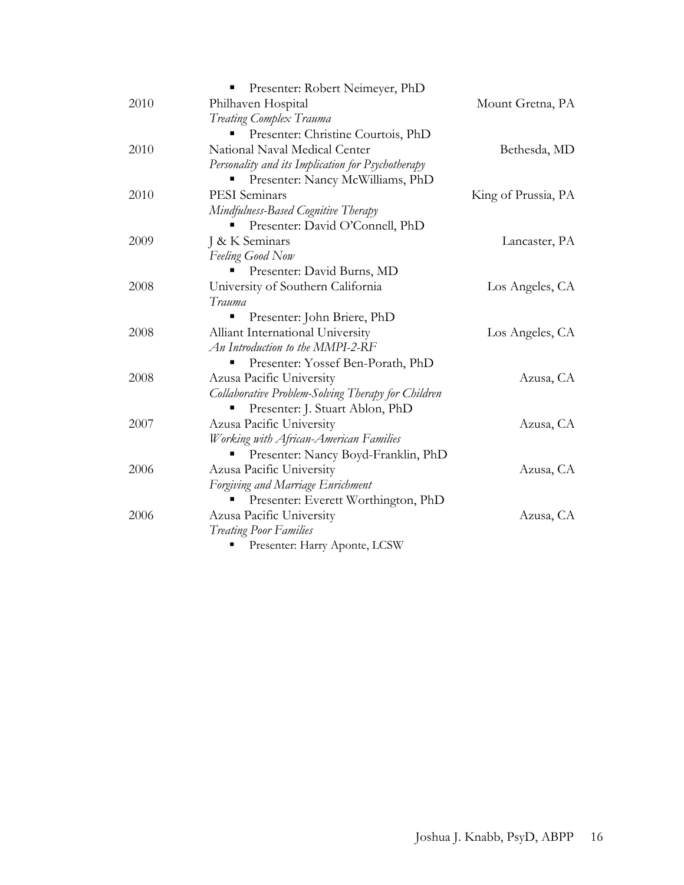- Presenter: Robert Neimeyer, PhD

2010 Philhaven Hospital — Mount Gretna, PA
*Treating Complex Trauma*
- Presenter: Christine Courtois, PhD

2010 National Naval Medical Center — Bethesda, MD
*Personality and its Implication for Psychotherapy*
- Presenter: Nancy McWilliams, PhD

2010 PESI Seminars — King of Prussia, PA
*Mindfulness-Based Cognitive Therapy*
- Presenter: David O'Connell, PhD

2009 J & K Seminars — Lancaster, PA
*Feeling Good Now*
- Presenter: David Burns, MD

2008 University of Southern California — Los Angeles, CA
*Trauma*
- Presenter: John Briere, PhD

2008 Alliant International University — Los Angeles, CA
*An Introduction to the MMPI-2-RF*
- Presenter: Yossef Ben-Porath, PhD

2008 Azusa Pacific University — Azusa, CA
*Collaborative Problem-Solving Therapy for Children*
- Presenter: J. Stuart Ablon, PhD

2007 Azusa Pacific University — Azusa, CA
*Working with African-American Families*
- Presenter: Nancy Boyd-Franklin, PhD

2006 Azusa Pacific University — Azusa, CA
*Forgiving and Marriage Enrichment*
- Presenter: Everett Worthington, PhD

2006 Azusa Pacific University — Azusa, CA
*Treating Poor Families*
- Presenter: Harry Aponte, LCSW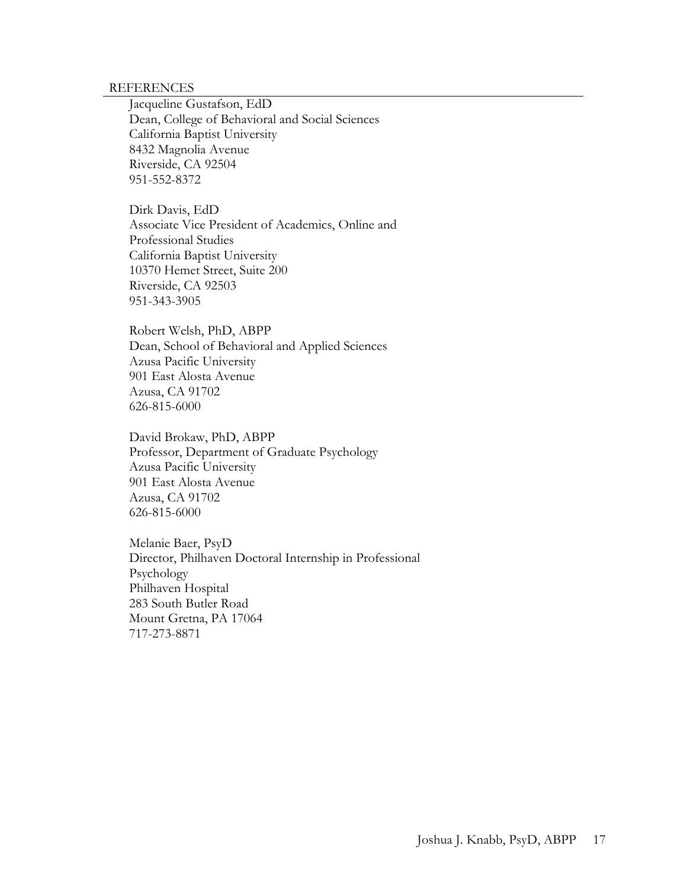## REFERENCES

Jacqueline Gustafson, EdD  
Dean, College of Behavioral and Social Sciences  
California Baptist University  
8432 Magnolia Avenue  
Riverside, CA 92504  
951-552-8372

Dirk Davis, EdD  
Associate Vice President of Academics, Online and Professional Studies  
California Baptist University  
10370 Hemet Street, Suite 200  
Riverside, CA 92503  
951-343-3905

Robert Welsh, PhD, ABPP  
Dean, School of Behavioral and Applied Sciences  
Azusa Pacific University  
901 East Alosta Avenue  
Azusa, CA 91702  
626-815-6000

David Brokaw, PhD, ABPP  
Professor, Department of Graduate Psychology  
Azusa Pacific University  
901 East Alosta Avenue  
Azusa, CA 91702  
626-815-6000

Melanie Baer, PsyD  
Director, Philhaven Doctoral Internship in Professional Psychology  
Philhaven Hospital  
283 South Butler Road  
Mount Gretna, PA 17064  
717-273-8871